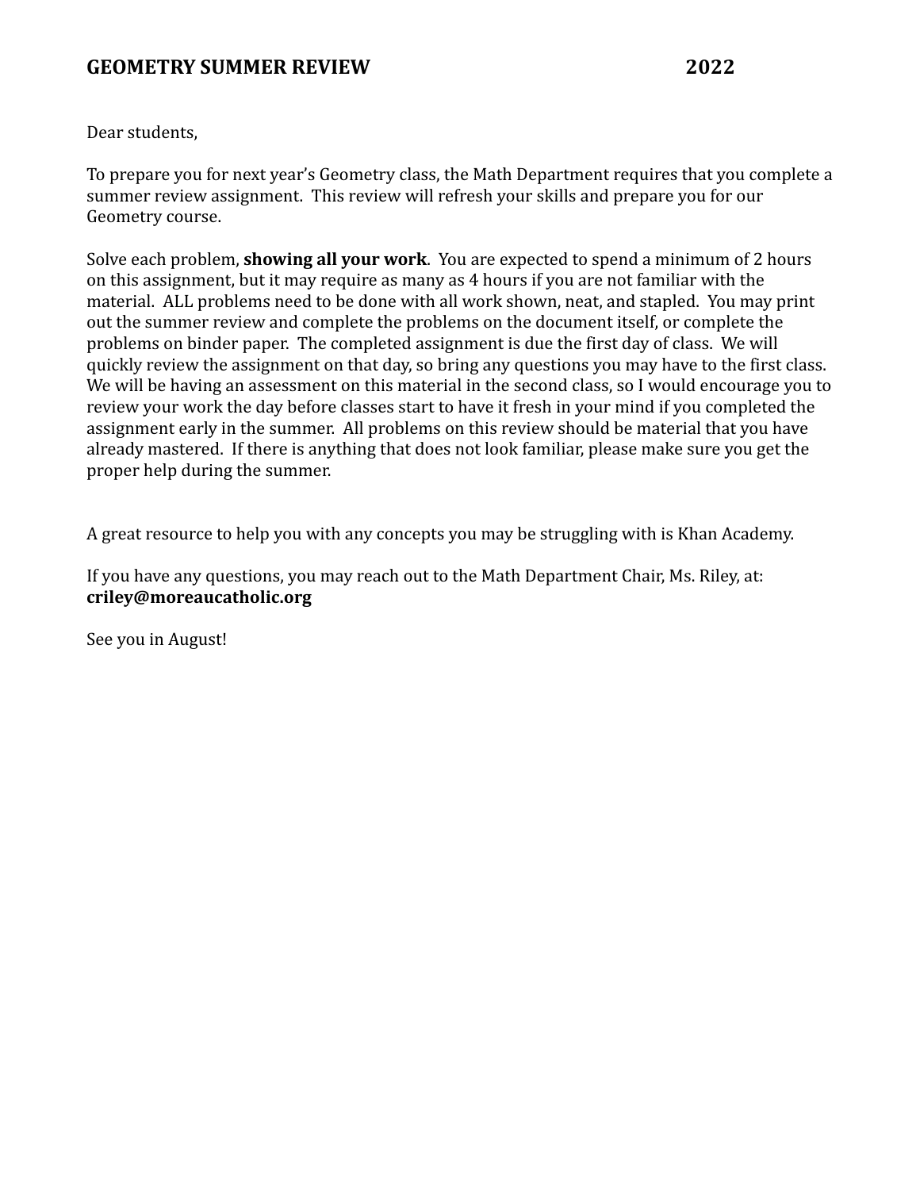# GEOMETRY SUMMER REVIEW 2022

Dear students,

To prepare you for next year's Geometry class, the Math Department requires that you complete a summer review assignment. This review will refresh your skills and prepare you for our Geometry course.

Solve each problem, **showing all your work**. You are expected to spend a minimum of 2 hours on this assignment, but it may require as many as 4 hours if you are not familiar with the material. ALL problems need to be done with all work shown, neat, and stapled. You may print out the summer review and complete the problems on the document itself, or complete the problems on binder paper. The completed assignment is due the first day of class. We will quickly review the assignment on that day, so bring any questions you may have to the first class. We will be having an assessment on this material in the second class, so I would encourage you to review your work the day before classes start to have it fresh in your mind if you completed the assignment early in the summer. All problems on this review should be material that you have already mastered. If there is anything that does not look familiar, please make sure you get the proper help during the summer.

A great resource to help you with any concepts you may be struggling with is Khan Academy.

If you have any questions, you may reach out to the Math Department Chair, Ms. Riley, at:
**criley@moreaucatholic.org**

See you in August!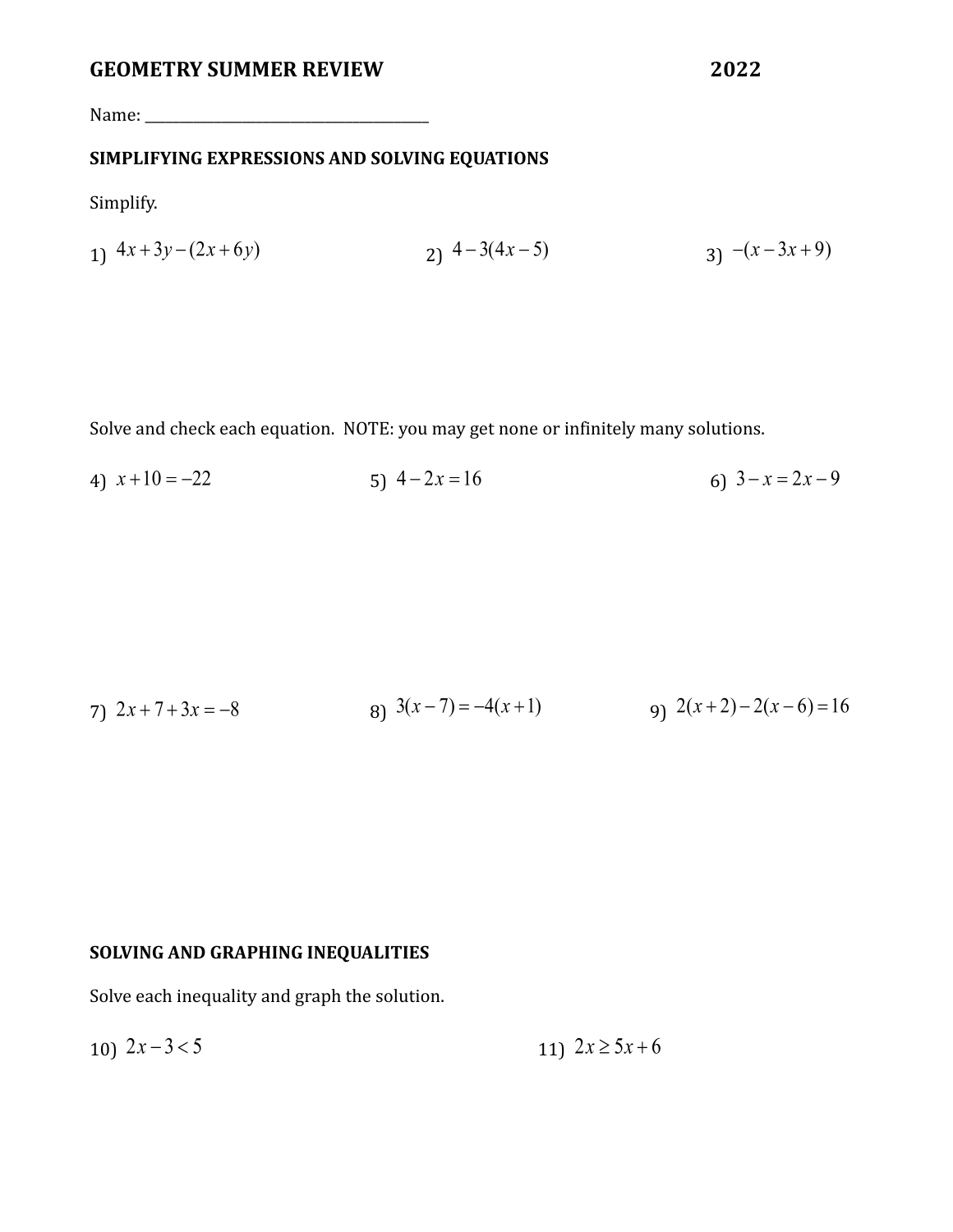## GEOMETRY SUMMER REVIEW 2022

Name: ______________________________________

### SIMPLIFYING EXPRESSIONS AND SOLVING EQUATIONS

Simplify.

1) $4x+3y-(2x+6y)$

2) $4-3(4x-5)$

3) $-(x-3x+9)$

Solve and check each equation. NOTE: you may get none or infinitely many solutions.

4) $x+10=-22$

5) $4-2x=16$

6) $3-x=2x-9$

7) $2x+7+3x=-8$

8) $3(x-7)=-4(x+1)$

9) $2(x+2)-2(x-6)=16$

### SOLVING AND GRAPHING INEQUALITIES

Solve each inequality and graph the solution.

10) $2x-3<5$

11) $2x \geq 5x+6$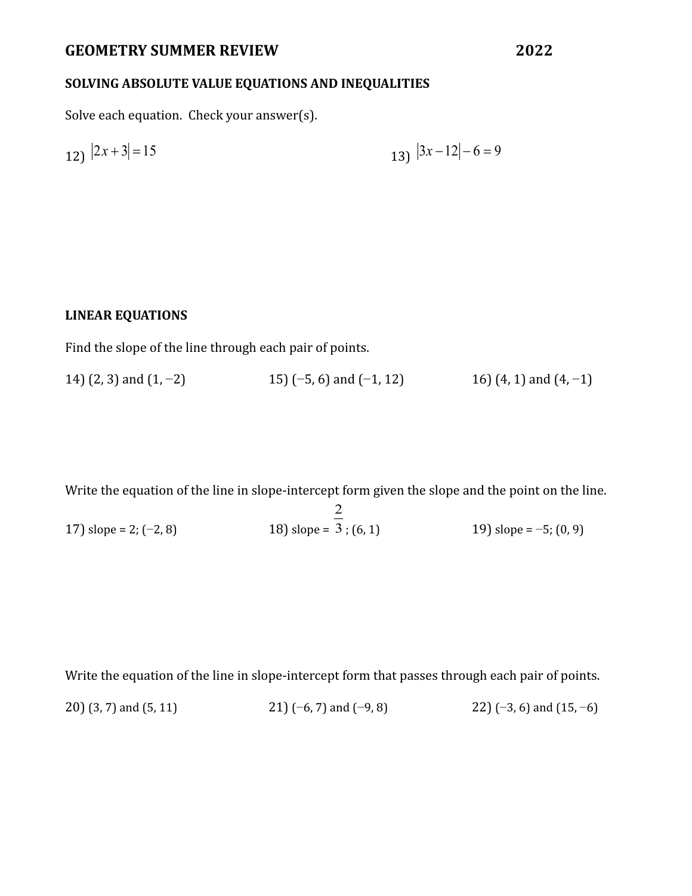## GEOMETRY SUMMER REVIEW 2022

### SOLVING ABSOLUTE VALUE EQUATIONS AND INEQUALITIES

Solve each equation. Check your answer(s).

12) $|2x+3|=15$

13) $|3x-12|-6=9$

### LINEAR EQUATIONS

Find the slope of the line through each pair of points.

14) (2, 3) and (1, −2)

15) (−5, 6) and (−1, 12)

16) (4, 1) and (4, −1)

Write the equation of the line in slope-intercept form given the slope and the point on the line.

17) slope = 2; (−2, 8)

18) slope = $\frac{2}{3}$; (6, 1)

19) slope = −5; (0, 9)

Write the equation of the line in slope-intercept form that passes through each pair of points.

20) (3, 7) and (5, 11)

21) (−6, 7) and (−9, 8)

22) (−3, 6) and (15, −6)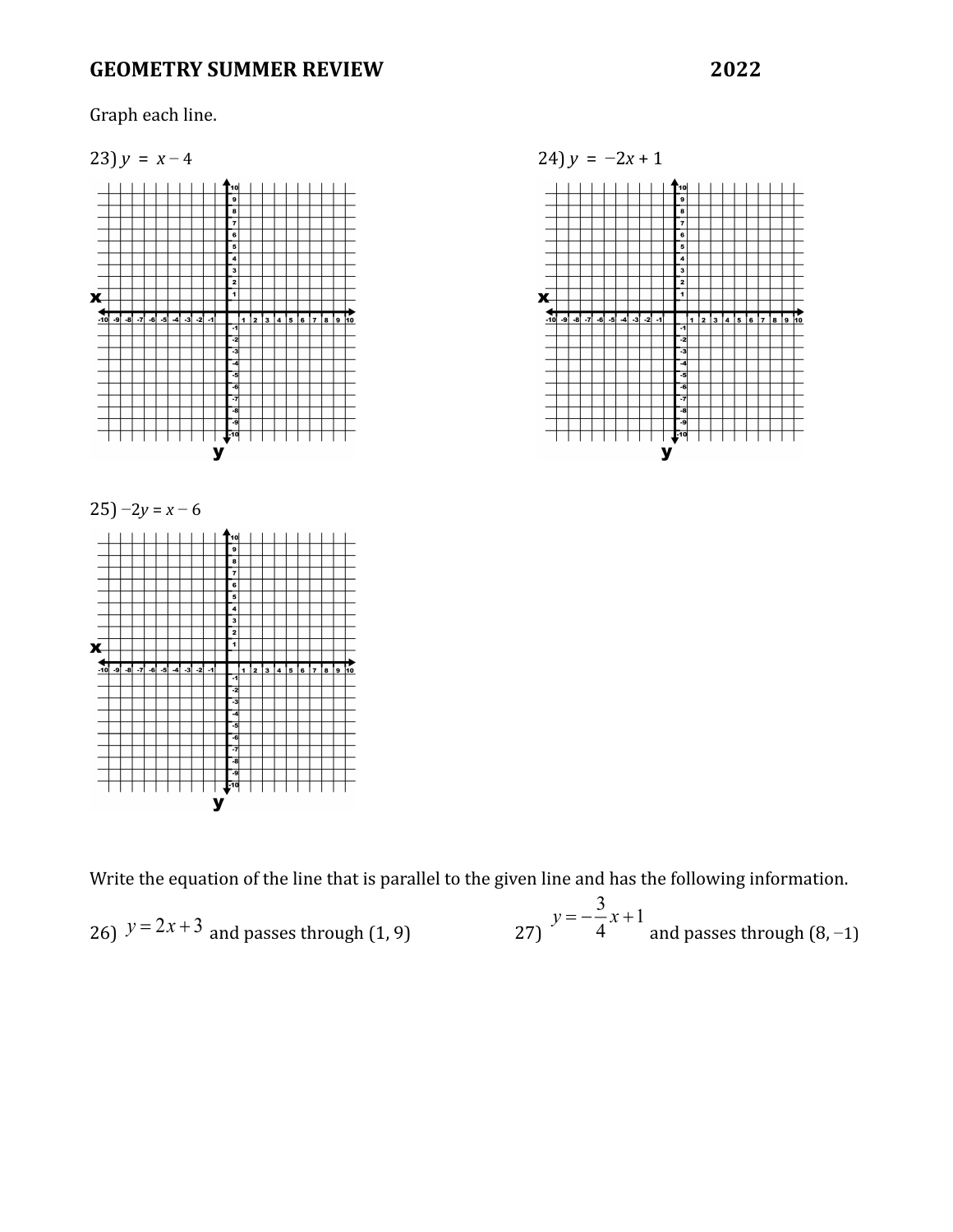## GEOMETRY SUMMER REVIEW 2022

Graph each line.

23) $y = x - 4$

24) $y = -2x + 1$

25) $-2y = x - 6$

Write the equation of the line that is parallel to the given line and has the following information.

26) $y = 2x + 3$ and passes through (1, 9)

27) $y = -\frac{3}{4}x + 1$ and passes through (8, −1)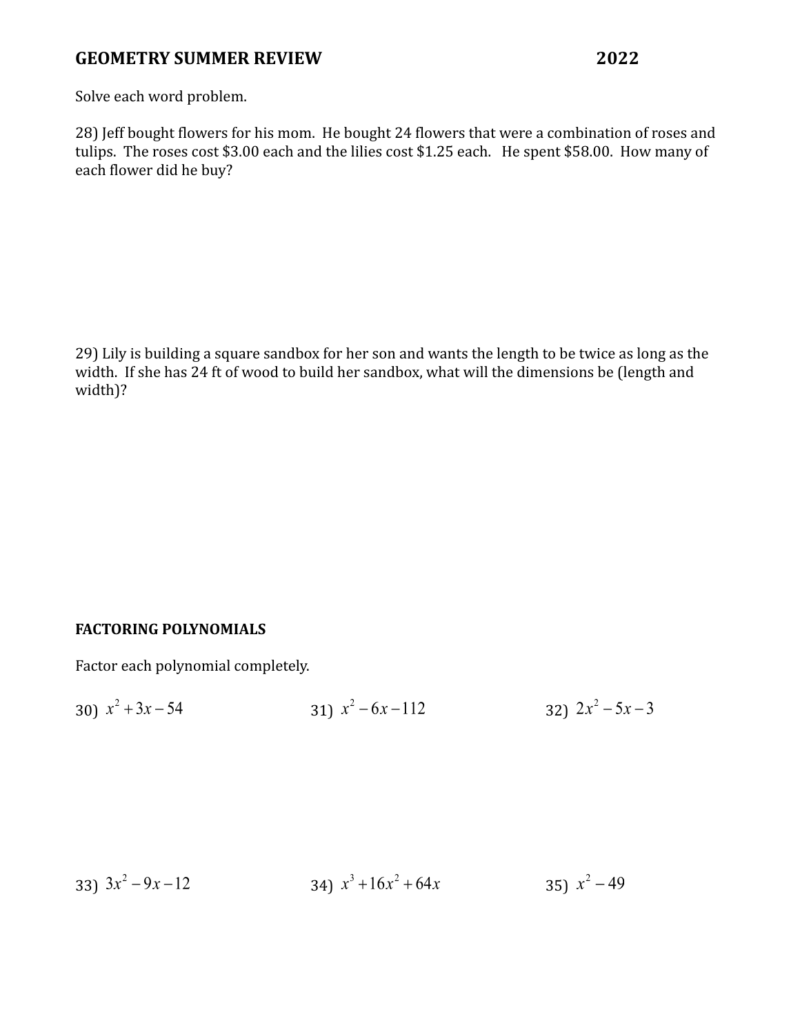# GEOMETRY SUMMER REVIEW 2022

Solve each word problem.

28) Jeff bought flowers for his mom. He bought 24 flowers that were a combination of roses and tulips. The roses cost $3.00 each and the lilies cost $1.25 each. He spent $58.00. How many of each flower did he buy?

29) Lily is building a square sandbox for her son and wants the length to be twice as long as the width. If she has 24 ft of wood to build her sandbox, what will the dimensions be (length and width)?

**FACTORING POLYNOMIALS**

Factor each polynomial completely.

30) $x^2 + 3x - 54$

31) $x^2 - 6x - 112$

32) $2x^2 - 5x - 3$

33) $3x^2 - 9x - 12$

34) $x^3 + 16x^2 + 64x$

35) $x^2 - 49$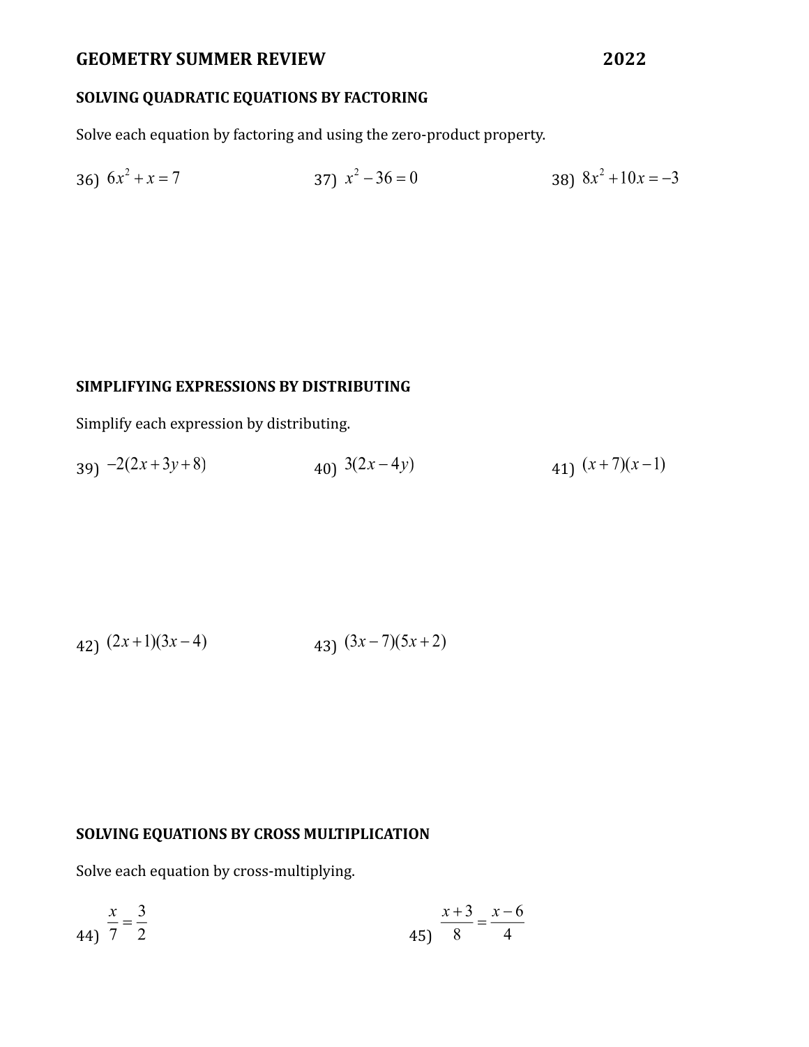## GEOMETRY SUMMER REVIEW 2022

### SOLVING QUADRATIC EQUATIONS BY FACTORING

Solve each equation by factoring and using the zero-product property.

36) $6x^2 + x = 7$

37) $x^2 - 36 = 0$

38) $8x^2 + 10x = -3$

### SIMPLIFYING EXPRESSIONS BY DISTRIBUTING

Simplify each expression by distributing.

39) $-2(2x + 3y + 8)$

40) $3(2x - 4y)$

41) $(x + 7)(x - 1)$

42) $(2x + 1)(3x - 4)$

43) $(3x - 7)(5x + 2)$

### SOLVING EQUATIONS BY CROSS MULTIPLICATION

Solve each equation by cross-multiplying.

44) $\dfrac{x}{7} = \dfrac{3}{2}$

45) $\dfrac{x + 3}{8} = \dfrac{x - 6}{4}$